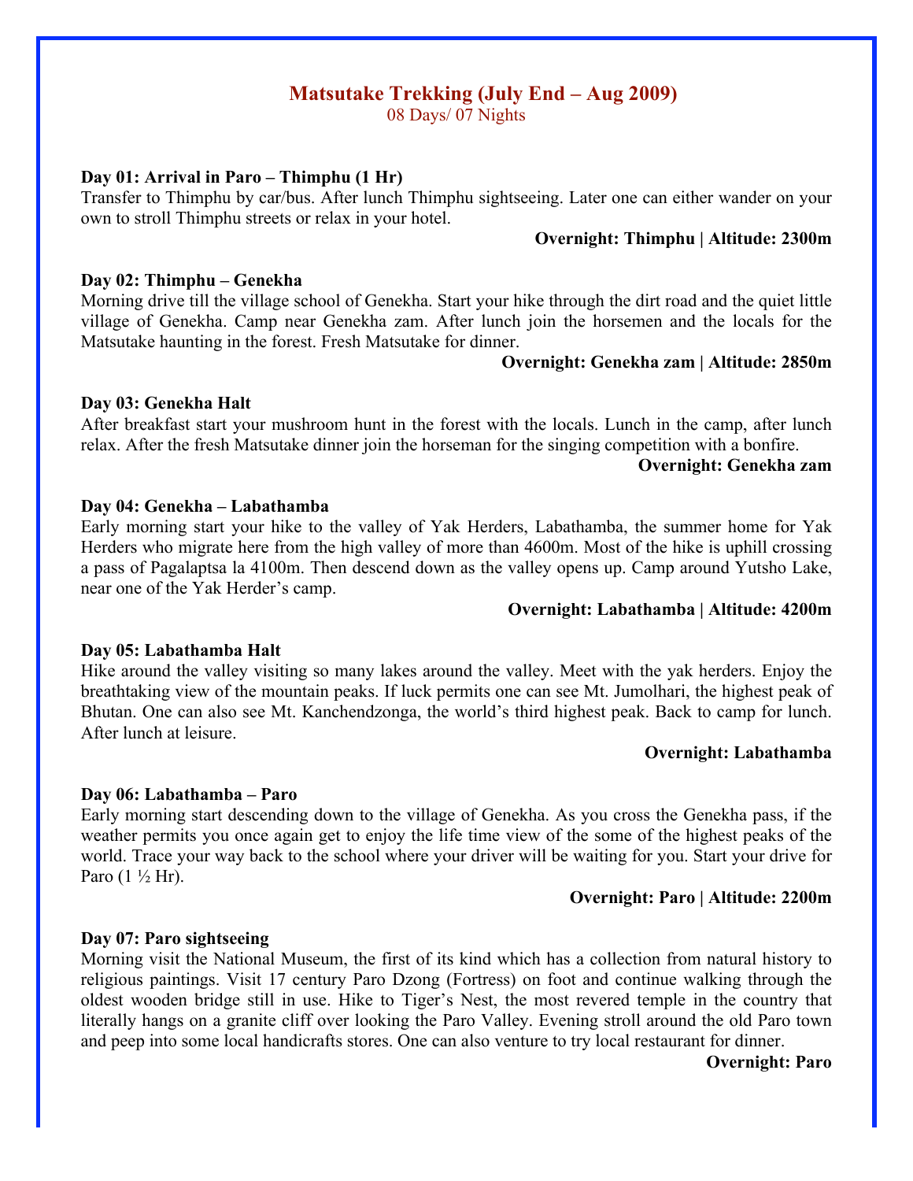# Matsutake Trekking (July End – Aug 2009)

08 Days/ 07 Nights

**Day 01: Arrival in Paro – Thimphu (1 Hr)**

Transfer to Thimphu by car/bus. After lunch Thimphu sightseeing. Later one can either wander on your own to stroll Thimphu streets or relax in your hotel.

**Overnight: Thimphu | Altitude: 2300m**

**Day 02: Thimphu – Genekha**

Morning drive till the village school of Genekha. Start your hike through the dirt road and the quiet little village of Genekha. Camp near Genekha zam. After lunch join the horsemen and the locals for the Matsutake haunting in the forest. Fresh Matsutake for dinner.

**Overnight: Genekha zam | Altitude: 2850m**

**Day 03: Genekha Halt**

After breakfast start your mushroom hunt in the forest with the locals. Lunch in the camp, after lunch relax. After the fresh Matsutake dinner join the horseman for the singing competition with a bonfire.

**Overnight: Genekha zam**

**Day 04: Genekha – Labathamba**

Early morning start your hike to the valley of Yak Herders, Labathamba, the summer home for Yak Herders who migrate here from the high valley of more than 4600m. Most of the hike is uphill crossing a pass of Pagalaptsa la 4100m. Then descend down as the valley opens up. Camp around Yutsho Lake, near one of the Yak Herder's camp.

**Overnight: Labathamba | Altitude: 4200m**

**Day 05: Labathamba Halt**

Hike around the valley visiting so many lakes around the valley. Meet with the yak herders. Enjoy the breathtaking view of the mountain peaks. If luck permits one can see Mt. Jumolhari, the highest peak of Bhutan. One can also see Mt. Kanchendzonga, the world's third highest peak. Back to camp for lunch. After lunch at leisure.

**Overnight: Labathamba**

**Day 06: Labathamba – Paro**

Early morning start descending down to the village of Genekha. As you cross the Genekha pass, if the weather permits you once again get to enjoy the life time view of the some of the highest peaks of the world. Trace your way back to the school where your driver will be waiting for you. Start your drive for Paro (1 ½ Hr).

**Overnight: Paro | Altitude: 2200m**

**Day 07: Paro sightseeing**

Morning visit the National Museum, the first of its kind which has a collection from natural history to religious paintings. Visit 17 century Paro Dzong (Fortress) on foot and continue walking through the oldest wooden bridge still in use. Hike to Tiger's Nest, the most revered temple in the country that literally hangs on a granite cliff over looking the Paro Valley. Evening stroll around the old Paro town and peep into some local handicrafts stores. One can also venture to try local restaurant for dinner.

**Overnight: Paro**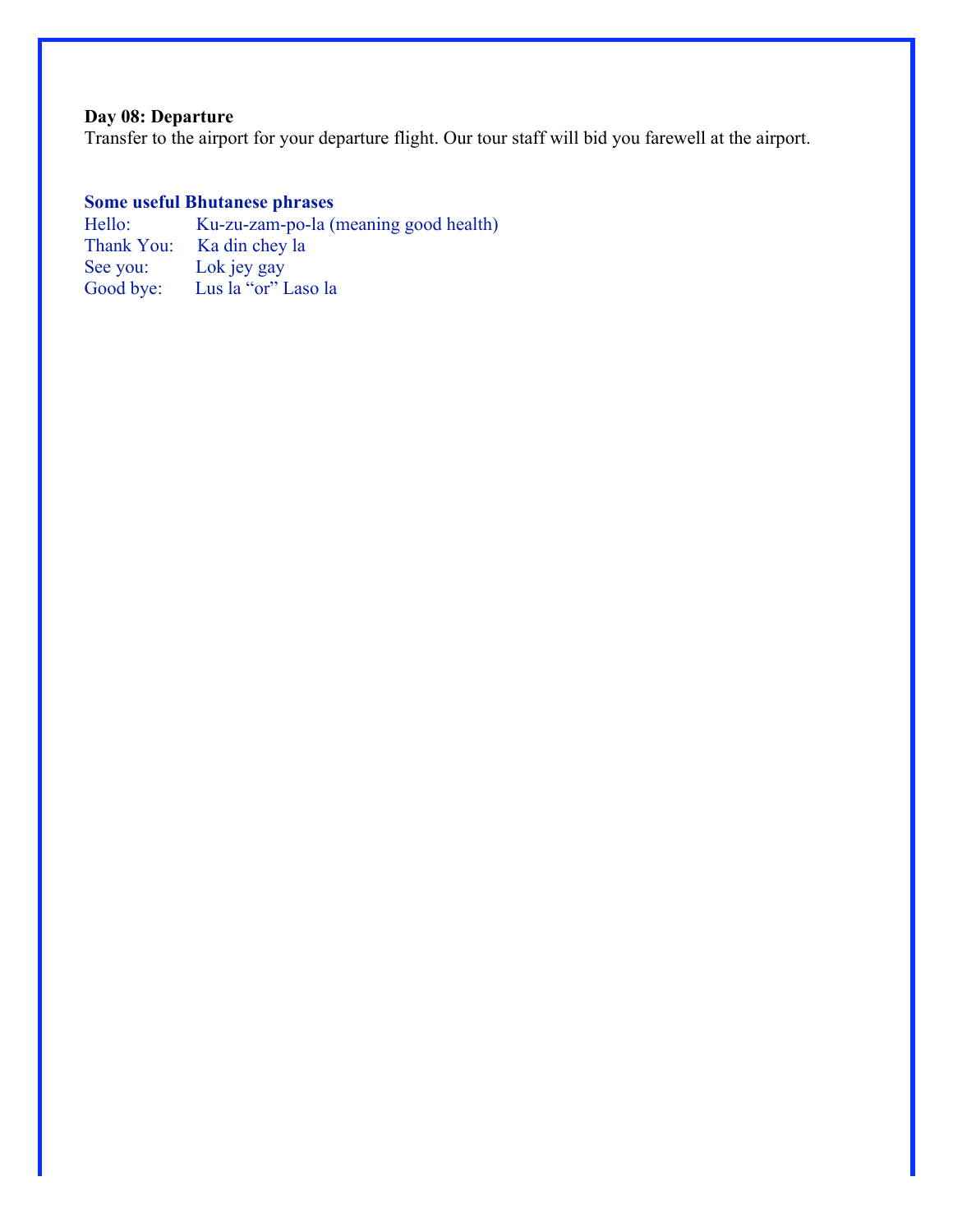**Day 08: Departure**

Transfer to the airport for your departure flight. Our tour staff will bid you farewell at the airport.

**Some useful Bhutanese phrases**

| | |
|---|---|
| Hello: | Ku-zu-zam-po-la (meaning good health) |
| Thank You: | Ka din chey la |
| See you: | Lok jey gay |
| Good bye: | Lus la "or" Laso la |